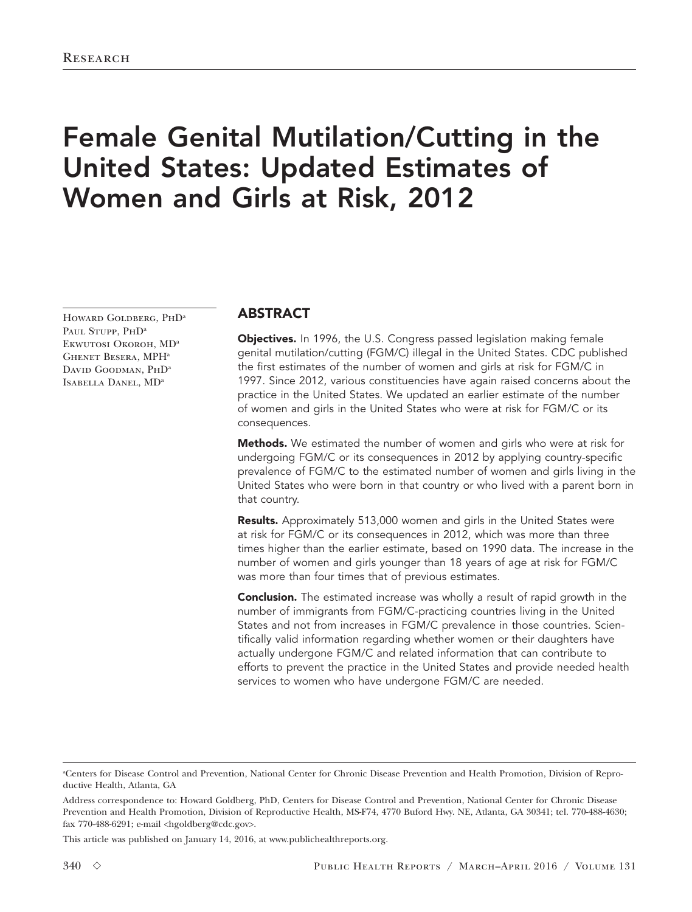Research

# Female Genital Mutilation/Cutting in the United States: Updated Estimates of Women and Girls at Risk, 2012

Howard Goldberg, PhD[a]
Paul Stupp, PhD[a]
Ekwutosi Okoroh, MD[a]
Ghenet Besera, MPH[a]
David Goodman, PhD[a]
Isabella Danel, MD[a]

## ABSTRACT

**Objectives.** In 1996, the U.S. Congress passed legislation making female genital mutilation/cutting (FGM/C) illegal in the United States. CDC published the first estimates of the number of women and girls at risk for FGM/C in 1997. Since 2012, various constituencies have again raised concerns about the practice in the United States. We updated an earlier estimate of the number of women and girls in the United States who were at risk for FGM/C or its consequences.

**Methods.** We estimated the number of women and girls who were at risk for undergoing FGM/C or its consequences in 2012 by applying country-specific prevalence of FGM/C to the estimated number of women and girls living in the United States who were born in that country or who lived with a parent born in that country.

**Results.** Approximately 513,000 women and girls in the United States were at risk for FGM/C or its consequences in 2012, which was more than three times higher than the earlier estimate, based on 1990 data. The increase in the number of women and girls younger than 18 years of age at risk for FGM/C was more than four times that of previous estimates.

**Conclusion.** The estimated increase was wholly a result of rapid growth in the number of immigrants from FGM/C-practicing countries living in the United States and not from increases in FGM/C prevalence in those countries. Scientifically valid information regarding whether women or their daughters have actually undergone FGM/C and related information that can contribute to efforts to prevent the practice in the United States and provide needed health services to women who have undergone FGM/C are needed.

[a]Centers for Disease Control and Prevention, National Center for Chronic Disease Prevention and Health Promotion, Division of Reproductive Health, Atlanta, GA

Address correspondence to: Howard Goldberg, PhD, Centers for Disease Control and Prevention, National Center for Chronic Disease Prevention and Health Promotion, Division of Reproductive Health, MS-F74, 4770 Buford Hwy. NE, Atlanta, GA 30341; tel. 770-488-4630; fax 770-488-6291; e-mail <hgoldberg@cdc.gov>.

This article was published on January 14, 2016, at www.publichealthreports.org.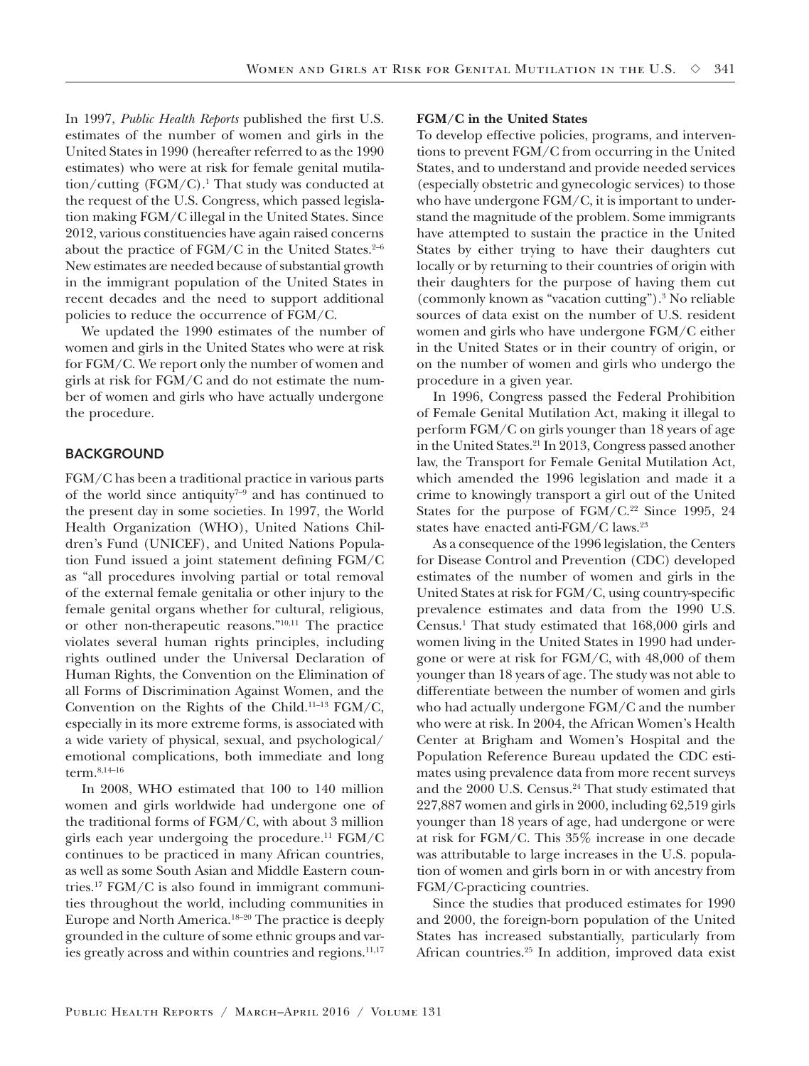In 1997, *Public Health Reports* published the first U.S. estimates of the number of women and girls in the United States in 1990 (hereafter referred to as the 1990 estimates) who were at risk for female genital mutilation/cutting (FGM/C).[1] That study was conducted at the request of the U.S. Congress, which passed legislation making FGM/C illegal in the United States. Since 2012, various constituencies have again raised concerns about the practice of FGM/C in the United States.[2–6] New estimates are needed because of substantial growth in the immigrant population of the United States in recent decades and the need to support additional policies to reduce the occurrence of FGM/C.

We updated the 1990 estimates of the number of women and girls in the United States who were at risk for FGM/C. We report only the number of women and girls at risk for FGM/C and do not estimate the number of women and girls who have actually undergone the procedure.

## BACKGROUND

FGM/C has been a traditional practice in various parts of the world since antiquity[7–9] and has continued to the present day in some societies. In 1997, the World Health Organization (WHO), United Nations Children's Fund (UNICEF), and United Nations Population Fund issued a joint statement defining FGM/C as "all procedures involving partial or total removal of the external female genitalia or other injury to the female genital organs whether for cultural, religious, or other non-therapeutic reasons."[10,11] The practice violates several human rights principles, including rights outlined under the Universal Declaration of Human Rights, the Convention on the Elimination of all Forms of Discrimination Against Women, and the Convention on the Rights of the Child.[11–13] FGM/C, especially in its more extreme forms, is associated with a wide variety of physical, sexual, and psychological/emotional complications, both immediate and long term.[8,14–16]

In 2008, WHO estimated that 100 to 140 million women and girls worldwide had undergone one of the traditional forms of FGM/C, with about 3 million girls each year undergoing the procedure.[11] FGM/C continues to be practiced in many African countries, as well as some South Asian and Middle Eastern countries.[17] FGM/C is also found in immigrant communities throughout the world, including communities in Europe and North America.[18–20] The practice is deeply grounded in the culture of some ethnic groups and varies greatly across and within countries and regions.[11,17]

### FGM/C in the United States

To develop effective policies, programs, and interventions to prevent FGM/C from occurring in the United States, and to understand and provide needed services (especially obstetric and gynecologic services) to those who have undergone FGM/C, it is important to understand the magnitude of the problem. Some immigrants have attempted to sustain the practice in the United States by either trying to have their daughters cut locally or by returning to their countries of origin with their daughters for the purpose of having them cut (commonly known as "vacation cutting").[3] No reliable sources of data exist on the number of U.S. resident women and girls who have undergone FGM/C either in the United States or in their country of origin, or on the number of women and girls who undergo the procedure in a given year.

In 1996, Congress passed the Federal Prohibition of Female Genital Mutilation Act, making it illegal to perform FGM/C on girls younger than 18 years of age in the United States.[21] In 2013, Congress passed another law, the Transport for Female Genital Mutilation Act, which amended the 1996 legislation and made it a crime to knowingly transport a girl out of the United States for the purpose of FGM/C.[22] Since 1995, 24 states have enacted anti-FGM/C laws.[23]

As a consequence of the 1996 legislation, the Centers for Disease Control and Prevention (CDC) developed estimates of the number of women and girls in the United States at risk for FGM/C, using country-specific prevalence estimates and data from the 1990 U.S. Census.[1] That study estimated that 168,000 girls and women living in the United States in 1990 had undergone or were at risk for FGM/C, with 48,000 of them younger than 18 years of age. The study was not able to differentiate between the number of women and girls who had actually undergone FGM/C and the number who were at risk. In 2004, the African Women's Health Center at Brigham and Women's Hospital and the Population Reference Bureau updated the CDC estimates using prevalence data from more recent surveys and the 2000 U.S. Census.[24] That study estimated that 227,887 women and girls in 2000, including 62,519 girls younger than 18 years of age, had undergone or were at risk for FGM/C. This 35% increase in one decade was attributable to large increases in the U.S. population of women and girls born in or with ancestry from FGM/C-practicing countries.

Since the studies that produced estimates for 1990 and 2000, the foreign-born population of the United States has increased substantially, particularly from African countries.[25] In addition, improved data exist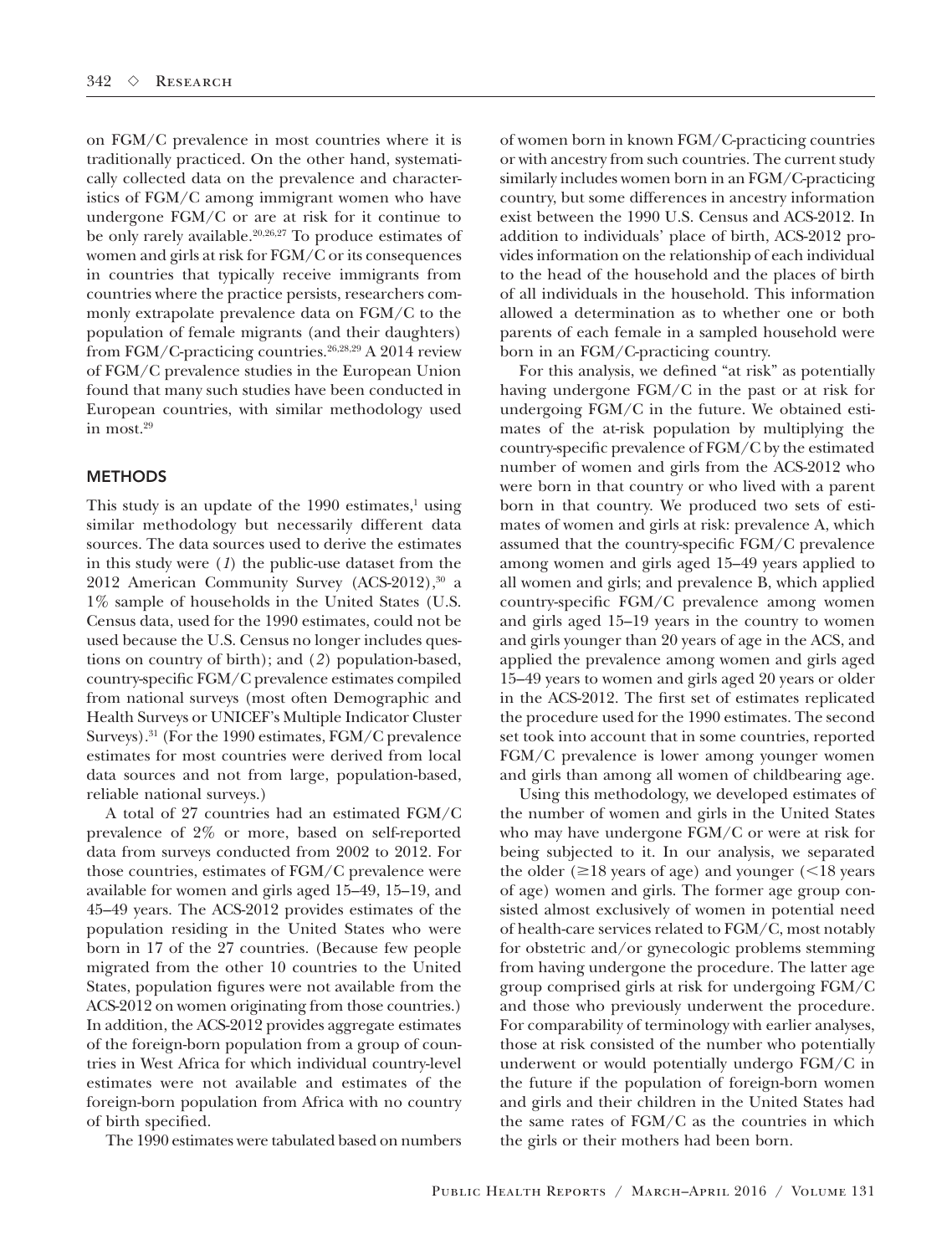on FGM/C prevalence in most countries where it is traditionally practiced. On the other hand, systematically collected data on the prevalence and characteristics of FGM/C among immigrant women who have undergone FGM/C or are at risk for it continue to be only rarely available.[20,26,27] To produce estimates of women and girls at risk for FGM/C or its consequences in countries that typically receive immigrants from countries where the practice persists, researchers commonly extrapolate prevalence data on FGM/C to the population of female migrants (and their daughters) from FGM/C-practicing countries.[26,28,29] A 2014 review of FGM/C prevalence studies in the European Union found that many such studies have been conducted in European countries, with similar methodology used in most.[29]

## METHODS

This study is an update of the 1990 estimates,[1] using similar methodology but necessarily different data sources. The data sources used to derive the estimates in this study were (*1*) the public-use dataset from the 2012 American Community Survey (ACS-2012),[30] a 1% sample of households in the United States (U.S. Census data, used for the 1990 estimates, could not be used because the U.S. Census no longer includes questions on country of birth); and (*2*) population-based, country-specific FGM/C prevalence estimates compiled from national surveys (most often Demographic and Health Surveys or UNICEF's Multiple Indicator Cluster Surveys).[31] (For the 1990 estimates, FGM/C prevalence estimates for most countries were derived from local data sources and not from large, population-based, reliable national surveys.)

A total of 27 countries had an estimated FGM/C prevalence of 2% or more, based on self-reported data from surveys conducted from 2002 to 2012. For those countries, estimates of FGM/C prevalence were available for women and girls aged 15–49, 15–19, and 45–49 years. The ACS-2012 provides estimates of the population residing in the United States who were born in 17 of the 27 countries. (Because few people migrated from the other 10 countries to the United States, population figures were not available from the ACS-2012 on women originating from those countries.) In addition, the ACS-2012 provides aggregate estimates of the foreign-born population from a group of countries in West Africa for which individual country-level estimates were not available and estimates of the foreign-born population from Africa with no country of birth specified.

The 1990 estimates were tabulated based on numbers of women born in known FGM/C-practicing countries or with ancestry from such countries. The current study similarly includes women born in an FGM/C-practicing country, but some differences in ancestry information exist between the 1990 U.S. Census and ACS-2012. In addition to individuals' place of birth, ACS-2012 provides information on the relationship of each individual to the head of the household and the places of birth of all individuals in the household. This information allowed a determination as to whether one or both parents of each female in a sampled household were born in an FGM/C-practicing country.

For this analysis, we defined "at risk" as potentially having undergone FGM/C in the past or at risk for undergoing FGM/C in the future. We obtained estimates of the at-risk population by multiplying the country-specific prevalence of FGM/C by the estimated number of women and girls from the ACS-2012 who were born in that country or who lived with a parent born in that country. We produced two sets of estimates of women and girls at risk: prevalence A, which assumed that the country-specific FGM/C prevalence among women and girls aged 15–49 years applied to all women and girls; and prevalence B, which applied country-specific FGM/C prevalence among women and girls aged 15–19 years in the country to women and girls younger than 20 years of age in the ACS, and applied the prevalence among women and girls aged 15–49 years to women and girls aged 20 years or older in the ACS-2012. The first set of estimates replicated the procedure used for the 1990 estimates. The second set took into account that in some countries, reported FGM/C prevalence is lower among younger women and girls than among all women of childbearing age.

Using this methodology, we developed estimates of the number of women and girls in the United States who may have undergone FGM/C or were at risk for being subjected to it. In our analysis, we separated the older ($\geq$18 years of age) and younger ($<$18 years of age) women and girls. The former age group consisted almost exclusively of women in potential need of health-care services related to FGM/C, most notably for obstetric and/or gynecologic problems stemming from having undergone the procedure. The latter age group comprised girls at risk for undergoing FGM/C and those who previously underwent the procedure. For comparability of terminology with earlier analyses, those at risk consisted of the number who potentially underwent or would potentially undergo FGM/C in the future if the population of foreign-born women and girls and their children in the United States had the same rates of FGM/C as the countries in which the girls or their mothers had been born.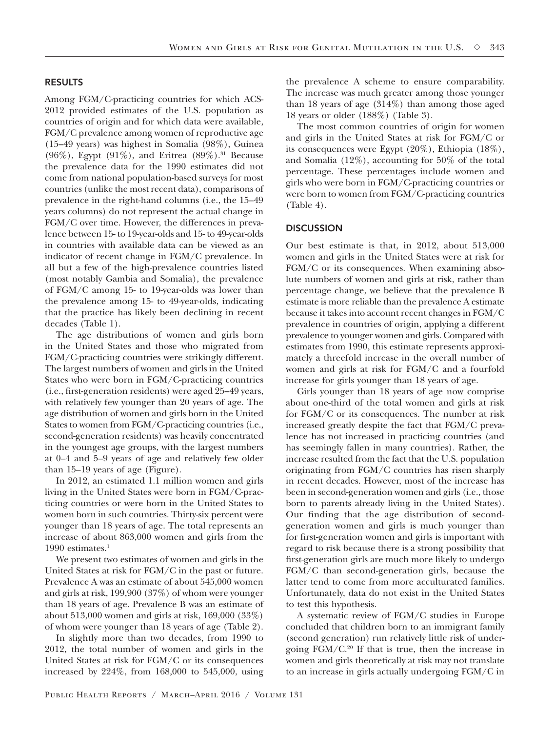## RESULTS

Among FGM/C-practicing countries for which ACS-2012 provided estimates of the U.S. population as countries of origin and for which data were available, FGM/C prevalence among women of reproductive age (15–49 years) was highest in Somalia (98%), Guinea (96%), Egypt (91%), and Eritrea (89%).[31] Because the prevalence data for the 1990 estimates did not come from national population-based surveys for most countries (unlike the most recent data), comparisons of prevalence in the right-hand columns (i.e., the 15–49 years columns) do not represent the actual change in FGM/C over time. However, the differences in prevalence between 15- to 19-year-olds and 15- to 49-year-olds in countries with available data can be viewed as an indicator of recent change in FGM/C prevalence. In all but a few of the high-prevalence countries listed (most notably Gambia and Somalia), the prevalence of FGM/C among 15- to 19-year-olds was lower than the prevalence among 15- to 49-year-olds, indicating that the practice has likely been declining in recent decades (Table 1).

The age distributions of women and girls born in the United States and those who migrated from FGM/C-practicing countries were strikingly different. The largest numbers of women and girls in the United States who were born in FGM/C-practicing countries (i.e., first-generation residents) were aged 25–49 years, with relatively few younger than 20 years of age. The age distribution of women and girls born in the United States to women from FGM/C-practicing countries (i.e., second-generation residents) was heavily concentrated in the youngest age groups, with the largest numbers at 0–4 and 5–9 years of age and relatively few older than 15–19 years of age (Figure).

In 2012, an estimated 1.1 million women and girls living in the United States were born in FGM/C-practicing countries or were born in the United States to women born in such countries. Thirty-six percent were younger than 18 years of age. The total represents an increase of about 863,000 women and girls from the 1990 estimates.[1]

We present two estimates of women and girls in the United States at risk for FGM/C in the past or future. Prevalence A was an estimate of about 545,000 women and girls at risk, 199,900 (37%) of whom were younger than 18 years of age. Prevalence B was an estimate of about 513,000 women and girls at risk, 169,000 (33%) of whom were younger than 18 years of age (Table 2).

In slightly more than two decades, from 1990 to 2012, the total number of women and girls in the United States at risk for FGM/C or its consequences increased by 224%, from 168,000 to 545,000, using the prevalence A scheme to ensure comparability. The increase was much greater among those younger than 18 years of age (314%) than among those aged 18 years or older (188%) (Table 3).

The most common countries of origin for women and girls in the United States at risk for FGM/C or its consequences were Egypt (20%), Ethiopia (18%), and Somalia (12%), accounting for 50% of the total percentage. These percentages include women and girls who were born in FGM/C-practicing countries or were born to women from FGM/C-practicing countries (Table 4).

## DISCUSSION

Our best estimate is that, in 2012, about 513,000 women and girls in the United States were at risk for FGM/C or its consequences. When examining absolute numbers of women and girls at risk, rather than percentage change, we believe that the prevalence B estimate is more reliable than the prevalence A estimate because it takes into account recent changes in FGM/C prevalence in countries of origin, applying a different prevalence to younger women and girls. Compared with estimates from 1990, this estimate represents approximately a threefold increase in the overall number of women and girls at risk for FGM/C and a fourfold increase for girls younger than 18 years of age.

Girls younger than 18 years of age now comprise about one-third of the total women and girls at risk for FGM/C or its consequences. The number at risk increased greatly despite the fact that FGM/C prevalence has not increased in practicing countries (and has seemingly fallen in many countries). Rather, the increase resulted from the fact that the U.S. population originating from FGM/C countries has risen sharply in recent decades. However, most of the increase has been in second-generation women and girls (i.e., those born to parents already living in the United States). Our finding that the age distribution of second-generation women and girls is much younger than for first-generation women and girls is important with regard to risk because there is a strong possibility that first-generation girls are much more likely to undergo FGM/C than second-generation girls, because the latter tend to come from more acculturated families. Unfortunately, data do not exist in the United States to test this hypothesis.

A systematic review of FGM/C studies in Europe concluded that children born to an immigrant family (second generation) run relatively little risk of undergoing FGM/C.[20] If that is true, then the increase in women and girls theoretically at risk may not translate to an increase in girls actually undergoing FGM/C in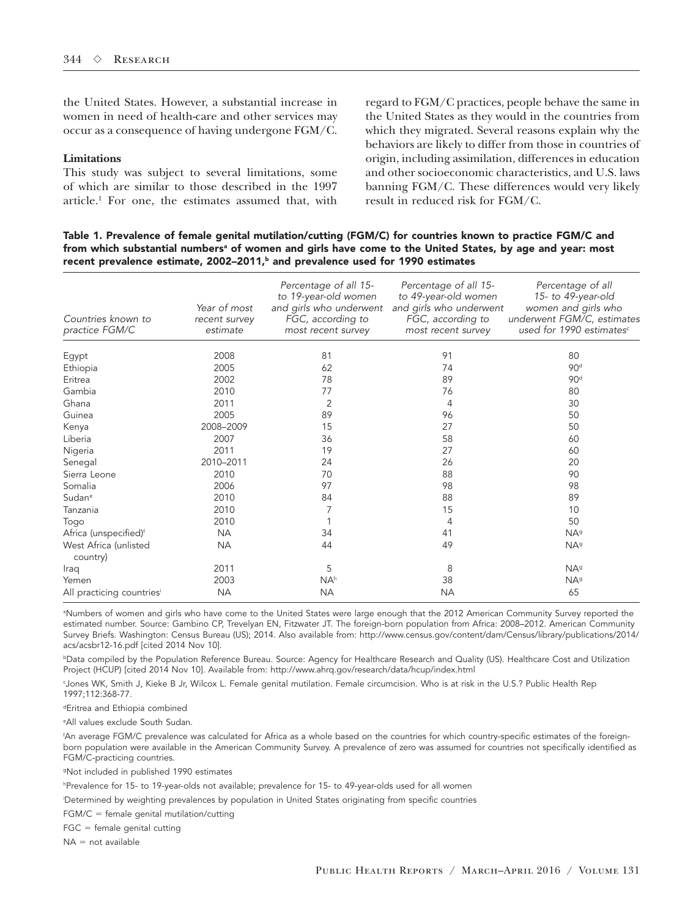the United States. However, a substantial increase in women in need of health-care and other services may occur as a consequence of having undergone FGM/C.

**Limitations**

This study was subject to several limitations, some of which are similar to those described in the 1997 article.[1] For one, the estimates assumed that, with regard to FGM/C practices, people behave the same in the United States as they would in the countries from which they migrated. Several reasons explain why the behaviors are likely to differ from those in countries of origin, including assimilation, differences in education and other socioeconomic characteristics, and U.S. laws banning FGM/C. These differences would very likely result in reduced risk for FGM/C.

**Table 1. Prevalence of female genital mutilation/cutting (FGM/C) for countries known to practice FGM/C and from which substantial numbers[a] of women and girls have come to the United States, by age and year: most recent prevalence estimate, 2002–2011,[b] and prevalence used for 1990 estimates**

| Countries known to practice FGM/C | Year of most recent survey estimate | Percentage of all 15- to 19-year-old women and girls who underwent FGC, according to most recent survey | Percentage of all 15- to 49-year-old women and girls who underwent FGC, according to most recent survey | Percentage of all 15- to 49-year-old women and girls who underwent FGM/C, estimates used for 1990 estimates[c] |
|---|---|---|---|---|
| Egypt | 2008 | 81 | 91 | 80 |
| Ethiopia | 2005 | 62 | 74 | 90[d] |
| Eritrea | 2002 | 78 | 89 | 90[d] |
| Gambia | 2010 | 77 | 76 | 80 |
| Ghana | 2011 | 2 | 4 | 30 |
| Guinea | 2005 | 89 | 96 | 50 |
| Kenya | 2008–2009 | 15 | 27 | 50 |
| Liberia | 2007 | 36 | 58 | 60 |
| Nigeria | 2011 | 19 | 27 | 60 |
| Senegal | 2010–2011 | 24 | 26 | 20 |
| Sierra Leone | 2010 | 70 | 88 | 90 |
| Somalia | 2006 | 97 | 98 | 98 |
| Sudan[e] | 2010 | 84 | 88 | 89 |
| Tanzania | 2010 | 7 | 15 | 10 |
| Togo | 2010 | 1 | 4 | 50 |
| Africa (unspecified)[f] | NA | 34 | 41 | NA[g] |
| West Africa (unlisted country) | NA | 44 | 49 | NA[g] |
| Iraq | 2011 | 5 | 8 | NA[g] |
| Yemen | 2003 | NA[h] | 38 | NA[g] |
| All practicing countries[i] | NA | NA | NA | 65 |

[a]Numbers of women and girls who have come to the United States were large enough that the 2012 American Community Survey reported the estimated number. Source: Gambino CP, Trevelyan EN, Fitzwater JT. The foreign-born population from Africa: 2008–2012. American Community Survey Briefs. Washington: Census Bureau (US); 2014. Also available from: http://www.census.gov/content/dam/Census/library/publications/2014/acs/acsbr12-16.pdf [cited 2014 Nov 10].

[b]Data compiled by the Population Reference Bureau. Source: Agency for Healthcare Research and Quality (US). Healthcare Cost and Utilization Project (HCUP) [cited 2014 Nov 10]. Available from: http://www.ahrq.gov/research/data/hcup/index.html

[c]Jones WK, Smith J, Kieke B Jr, Wilcox L. Female genital mutilation. Female circumcision. Who is at risk in the U.S.? Public Health Rep 1997;112:368-77.

[d]Eritrea and Ethiopia combined

[e]All values exclude South Sudan.

[f]An average FGM/C prevalence was calculated for Africa as a whole based on the countries for which country-specific estimates of the foreign-born population were available in the American Community Survey. A prevalence of zero was assumed for countries not specifically identified as FGM/C-practicing countries.

[g]Not included in published 1990 estimates

[h]Prevalence for 15- to 19-year-olds not available; prevalence for 15- to 49-year-olds used for all women

[i]Determined by weighting prevalences by population in United States originating from specific countries

FGM/C = female genital mutilation/cutting

FGC = female genital cutting

NA = not available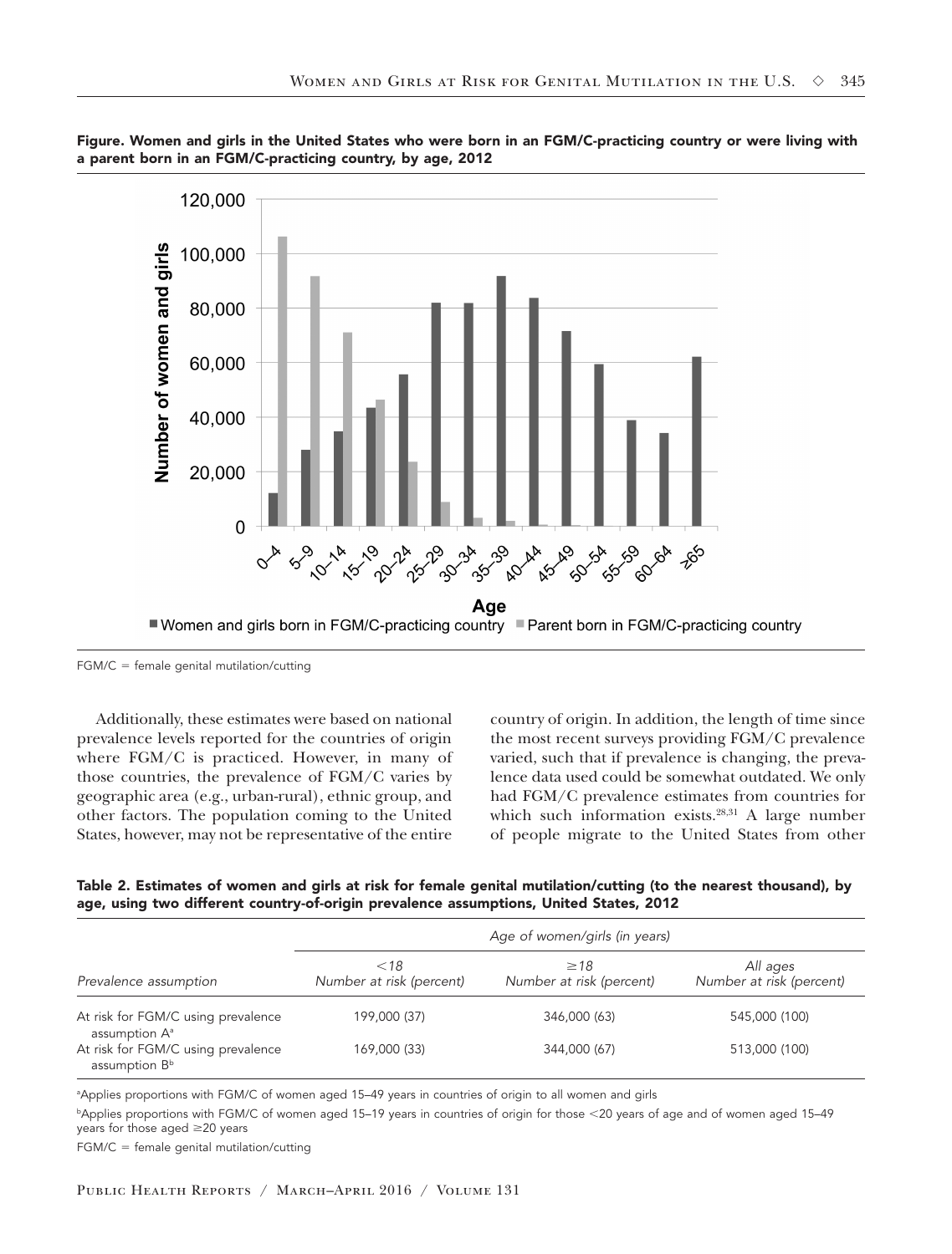**Figure. Women and girls in the United States who were born in an FGM/C-practicing country or were living with a parent born in an FGM/C-practicing country, by age, 2012**

FGM/C = female genital mutilation/cutting

Additionally, these estimates were based on national prevalence levels reported for the countries of origin where FGM/C is practiced. However, in many of those countries, the prevalence of FGM/C varies by geographic area (e.g., urban-rural), ethnic group, and other factors. The population coming to the United States, however, may not be representative of the entire country of origin. In addition, the length of time since the most recent surveys providing FGM/C prevalence varied, such that if prevalence is changing, the prevalence data used could be somewhat outdated. We only had FGM/C prevalence estimates from countries for which such information exists.[28,31] A large number of people migrate to the United States from other

**Table 2. Estimates of women and girls at risk for female genital mutilation/cutting (to the nearest thousand), by age, using two different country-of-origin prevalence assumptions, United States, 2012**

| | *Age of women/girls (in years)* | | |
|---|---|---|---|
| *Prevalence assumption* | *<18* *Number at risk (percent)* | *≥18* *Number at risk (percent)* | *All ages* *Number at risk (percent)* |
| At risk for FGM/C using prevalence assumption A[a] | 199,000 (37) | 346,000 (63) | 545,000 (100) |
| At risk for FGM/C using prevalence assumption B[b] | 169,000 (33) | 344,000 (67) | 513,000 (100) |

[a]Applies proportions with FGM/C of women aged 15–49 years in countries of origin to all women and girls

[b]Applies proportions with FGM/C of women aged 15–19 years in countries of origin for those <20 years of age and of women aged 15–49 years for those aged ≥20 years

FGM/C = female genital mutilation/cutting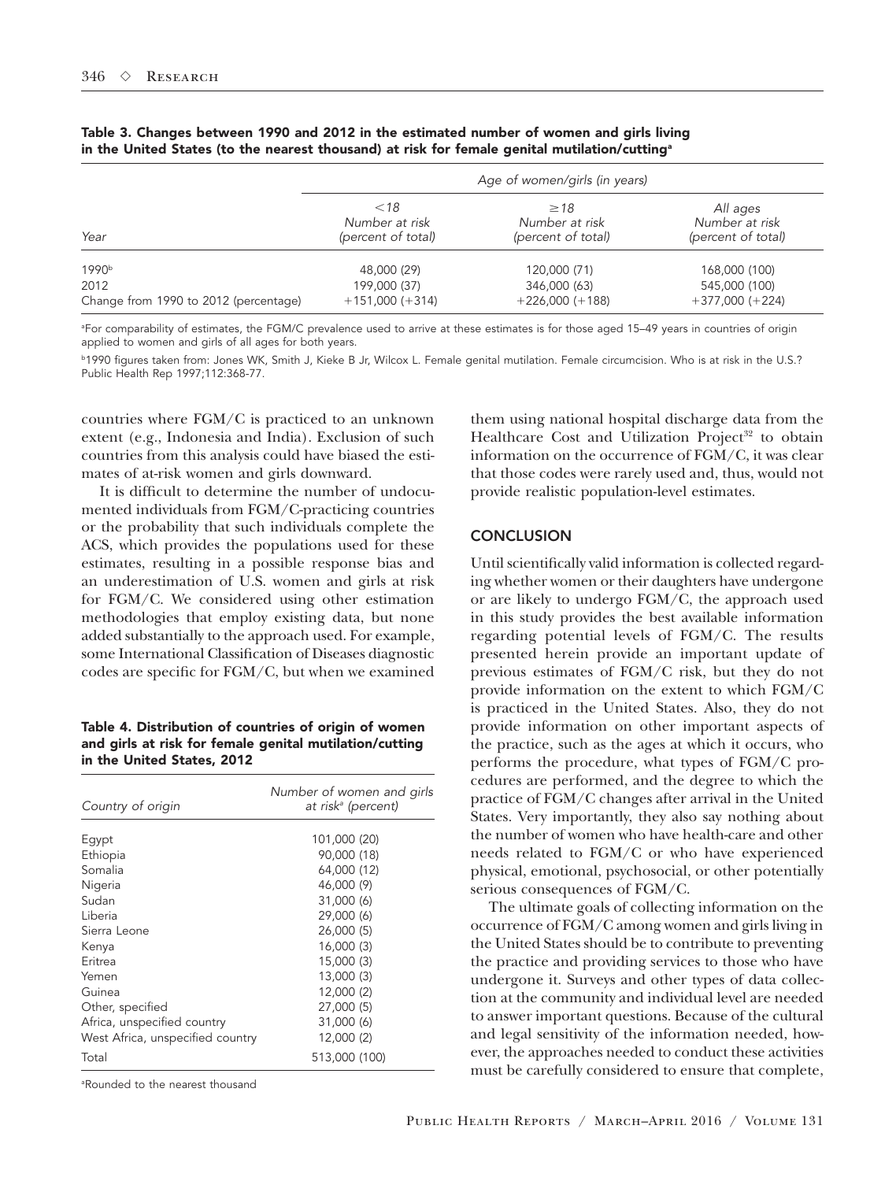**Table 3. Changes between 1990 and 2012 in the estimated number of women and girls living in the United States (to the nearest thousand) at risk for female genital mutilation/cutting[a]**

| | *Age of women/girls (in years)* | | |
|---|---|---|---|
| *Year* | *<18 Number at risk (percent of total)* | *≥18 Number at risk (percent of total)* | *All ages Number at risk (percent of total)* |
| 1990[b] | 48,000 (29) | 120,000 (71) | 168,000 (100) |
| 2012 | 199,000 (37) | 346,000 (63) | 545,000 (100) |
| Change from 1990 to 2012 (percentage) | +151,000 (+314) | +226,000 (+188) | +377,000 (+224) |

[a]For comparability of estimates, the FGM/C prevalence used to arrive at these estimates is for those aged 15–49 years in countries of origin applied to women and girls of all ages for both years.

[b]1990 figures taken from: Jones WK, Smith J, Kieke B Jr, Wilcox L. Female genital mutilation. Female circumcision. Who is at risk in the U.S.? Public Health Rep 1997;112:368-77.

countries where FGM/C is practiced to an unknown extent (e.g., Indonesia and India). Exclusion of such countries from this analysis could have biased the estimates of at-risk women and girls downward.

It is difficult to determine the number of undocumented individuals from FGM/C-practicing countries or the probability that such individuals complete the ACS, which provides the populations used for these estimates, resulting in a possible response bias and an underestimation of U.S. women and girls at risk for FGM/C. We considered using other estimation methodologies that employ existing data, but none added substantially to the approach used. For example, some International Classification of Diseases diagnostic codes are specific for FGM/C, but when we examined them using national hospital discharge data from the Healthcare Cost and Utilization Project[32] to obtain information on the occurrence of FGM/C, it was clear that those codes were rarely used and, thus, would not provide realistic population-level estimates.

**Table 4. Distribution of countries of origin of women and girls at risk for female genital mutilation/cutting in the United States, 2012**

| *Country of origin* | *Number of women and girls at risk[a] (percent)* |
|---|---|
| Egypt | 101,000 (20) |
| Ethiopia | 90,000 (18) |
| Somalia | 64,000 (12) |
| Nigeria | 46,000 (9) |
| Sudan | 31,000 (6) |
| Liberia | 29,000 (6) |
| Sierra Leone | 26,000 (5) |
| Kenya | 16,000 (3) |
| Eritrea | 15,000 (3) |
| Yemen | 13,000 (3) |
| Guinea | 12,000 (2) |
| Other, specified | 27,000 (5) |
| Africa, unspecified country | 31,000 (6) |
| West Africa, unspecified country | 12,000 (2) |
| Total | 513,000 (100) |

[a]Rounded to the nearest thousand

## CONCLUSION

Until scientifically valid information is collected regarding whether women or their daughters have undergone or are likely to undergo FGM/C, the approach used in this study provides the best available information regarding potential levels of FGM/C. The results presented herein provide an important update of previous estimates of FGM/C risk, but they do not provide information on the extent to which FGM/C is practiced in the United States. Also, they do not provide information on other important aspects of the practice, such as the ages at which it occurs, who performs the procedure, what types of FGM/C procedures are performed, and the degree to which the practice of FGM/C changes after arrival in the United States. Very importantly, they also say nothing about the number of women who have health-care and other needs related to FGM/C or who have experienced physical, emotional, psychosocial, or other potentially serious consequences of FGM/C.

The ultimate goals of collecting information on the occurrence of FGM/C among women and girls living in the United States should be to contribute to preventing the practice and providing services to those who have undergone it. Surveys and other types of data collection at the community and individual level are needed to answer important questions. Because of the cultural and legal sensitivity of the information needed, however, the approaches needed to conduct these activities must be carefully considered to ensure that complete,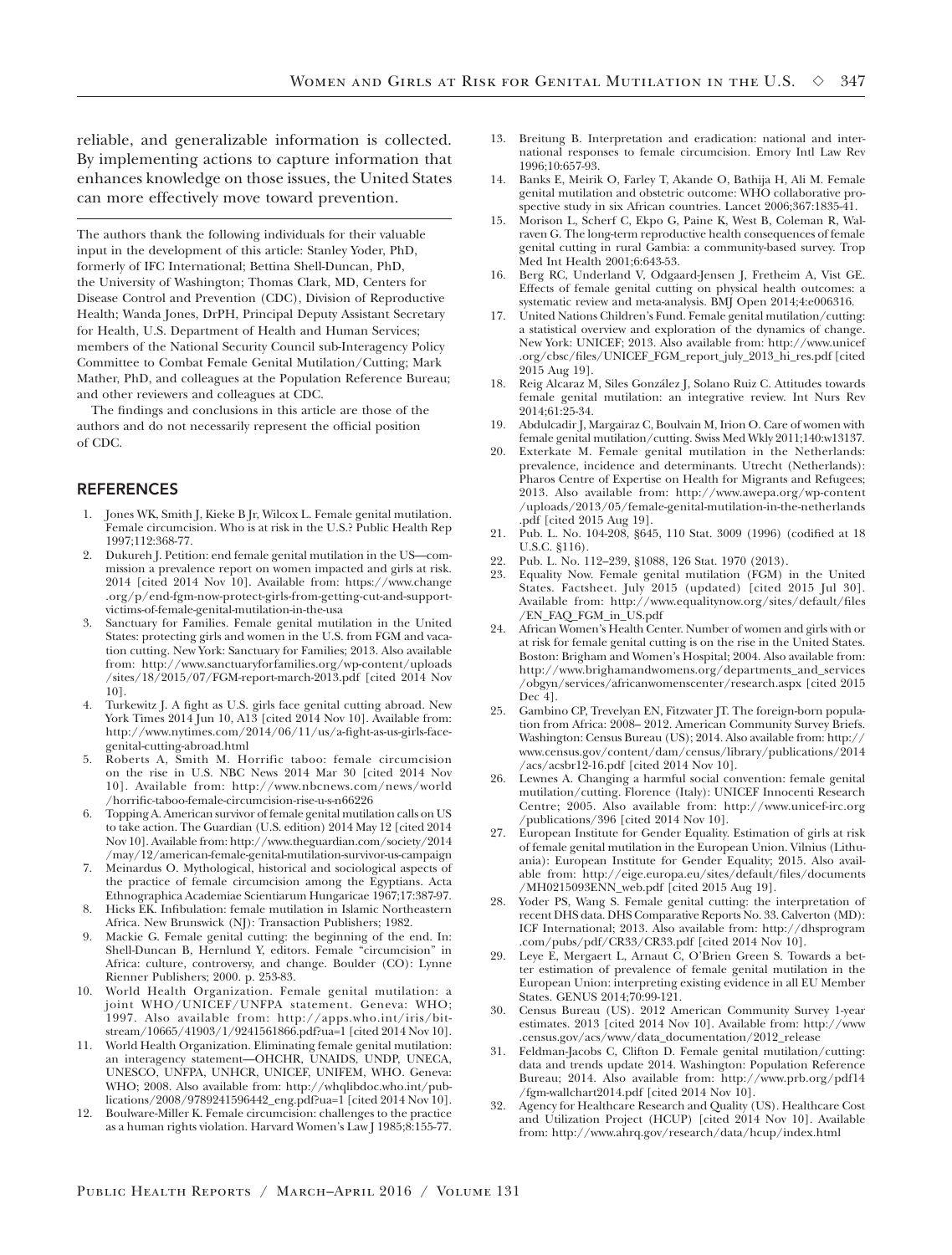reliable, and generalizable information is collected. By implementing actions to capture information that enhances knowledge on those issues, the United States can more effectively move toward prevention.

The authors thank the following individuals for their valuable input in the development of this article: Stanley Yoder, PhD, formerly of IFC International; Bettina Shell-Duncan, PhD, the University of Washington; Thomas Clark, MD, Centers for Disease Control and Prevention (CDC), Division of Reproductive Health; Wanda Jones, DrPH, Principal Deputy Assistant Secretary for Health, U.S. Department of Health and Human Services; members of the National Security Council sub-Interagency Policy Committee to Combat Female Genital Mutilation/Cutting; Mark Mather, PhD, and colleagues at the Population Reference Bureau; and other reviewers and colleagues at CDC.

The findings and conclusions in this article are those of the authors and do not necessarily represent the official position of CDC.

## REFERENCES

1. Jones WK, Smith J, Kieke B Jr, Wilcox L. Female genital mutilation. Female circumcision. Who is at risk in the U.S.? Public Health Rep 1997;112:368-77.
2. Dukureh J. Petition: end female genital mutilation in the US—commission a prevalence report on women impacted and girls at risk. 2014 [cited 2014 Nov 10]. Available from: https://www.change.org/p/end-fgm-now-protect-girls-from-getting-cut-and-support-victims-of-female-genital-mutilation-in-the-usa
3. Sanctuary for Families. Female genital mutilation in the United States: protecting girls and women in the U.S. from FGM and vacation cutting. New York: Sanctuary for Families; 2013. Also available from: http://www.sanctuaryforfamilies.org/wp-content/uploads/sites/18/2015/07/FGM-report-march-2013.pdf [cited 2014 Nov 10].
4. Turkewitz J. A fight as U.S. girls face genital cutting abroad. New York Times 2014 Jun 10, A13 [cited 2014 Nov 10]. Available from: http://www.nytimes.com/2014/06/11/us/a-fight-as-us-girls-face-genital-cutting-abroad.html
5. Roberts A, Smith M. Horrific taboo: female circumcision on the rise in U.S. NBC News 2014 Mar 30 [cited 2014 Nov 10]. Available from: http://www.nbcnews.com/news/world/horrific-taboo-female-circumcision-rise-u-s-n66226
6. Topping A. American survivor of female genital mutilation calls on US to take action. The Guardian (U.S. edition) 2014 May 12 [cited 2014 Nov 10]. Available from: http://www.theguardian.com/society/2014/may/12/american-female-genital-mutilation-survivor-us-campaign
7. Meinardus O. Mythological, historical and sociological aspects of the practice of female circumcision among the Egyptians. Acta Ethnographica Academiae Scientiarum Hungaricae 1967;17:387-97.
8. Hicks EK. Infibulation: female mutilation in Islamic Northeastern Africa. New Brunswick (NJ): Transaction Publishers; 1982.
9. Mackie G. Female genital cutting: the beginning of the end. In: Shell-Duncan B, Hernlund Y, editors. Female "circumcision" in Africa: culture, controversy, and change. Boulder (CO): Lynne Rienner Publishers; 2000. p. 253-83.
10. World Health Organization. Female genital mutilation: a joint WHO/UNICEF/UNFPA statement. Geneva: WHO; 1997. Also available from: http://apps.who.int/iris/bitstream/10665/41903/1/9241561866.pdf?ua=1 [cited 2014 Nov 10].
11. World Health Organization. Eliminating female genital mutilation: an interagency statement—OHCHR, UNAIDS, UNDP, UNECA, UNESCO, UNFPA, UNHCR, UNICEF, UNIFEM, WHO. Geneva: WHO; 2008. Also available from: http://whqlibdoc.who.int/publications/2008/9789241596442_eng.pdf?ua=1 [cited 2014 Nov 10].
12. Boulware-Miller K. Female circumcision: challenges to the practice as a human rights violation. Harvard Women's Law J 1985;8:155-77.
13. Breitung B. Interpretation and eradication: national and international responses to female circumcision. Emory Intl Law Rev 1996;10:657-93.
14. Banks E, Meirik O, Farley T, Akande O, Bathija H, Ali M. Female genital mutilation and obstetric outcome: WHO collaborative prospective study in six African countries. Lancet 2006;367:1835-41.
15. Morison L, Scherf C, Ekpo G, Paine K, West B, Coleman R, Walraven G. The long-term reproductive health consequences of female genital cutting in rural Gambia: a community-based survey. Trop Med Int Health 2001;6:643-53.
16. Berg RC, Underland V, Odgaard-Jensen J, Fretheim A, Vist GE. Effects of female genital cutting on physical health outcomes: a systematic review and meta-analysis. BMJ Open 2014;4:e006316.
17. United Nations Children's Fund. Female genital mutilation/cutting: a statistical overview and exploration of the dynamics of change. New York: UNICEF; 2013. Also available from: http://www.unicef.org/cbsc/files/UNICEF_FGM_report_july_2013_hi_res.pdf [cited 2015 Aug 19].
18. Reig Alcaraz M, Siles González J, Solano Ruiz C. Attitudes towards female genital mutilation: an integrative review. Int Nurs Rev 2014;61:25-34.
19. Abdulcadir J, Margairaz C, Boulvain M, Irion O. Care of women with female genital mutilation/cutting. Swiss Med Wkly 2011;140:w13137.
20. Exterkate M. Female genital mutilation in the Netherlands: prevalence, incidence and determinants. Utrecht (Netherlands): Pharos Centre of Expertise on Health for Migrants and Refugees; 2013. Also available from: http://www.awepa.org/wp-content/uploads/2013/05/female-genital-mutilation-in-the-netherlands.pdf [cited 2015 Aug 19].
21. Pub. L. No. 104-208, §645, 110 Stat. 3009 (1996) (codified at 18 U.S.C. §116).
22. Pub. L. No. 112–239, §1088, 126 Stat. 1970 (2013).
23. Equality Now. Female genital mutilation (FGM) in the United States. Factsheet. July 2015 (updated) [cited 2015 Jul 30]. Available from: http://www.equalitynow.org/sites/default/files/EN_FAQ_FGM_in_US.pdf
24. African Women's Health Center. Number of women and girls with or at risk for female genital cutting is on the rise in the United States. Boston: Brigham and Women's Hospital; 2004. Also available from: http://www.brighamandwomens.org/departments_and_services/obgyn/services/africanwomenscenter/research.aspx [cited 2015 Dec 4].
25. Gambino CP, Trevelyan EN, Fitzwater JT. The foreign-born population from Africa: 2008– 2012. American Community Survey Briefs. Washington: Census Bureau (US); 2014. Also available from: http://www.census.gov/content/dam/census/library/publications/2014/acs/acsbr12-16.pdf [cited 2014 Nov 10].
26. Lewnes A. Changing a harmful social convention: female genital mutilation/cutting. Florence (Italy): UNICEF Innocenti Research Centre; 2005. Also available from: http://www.unicef-irc.org/publications/396 [cited 2014 Nov 10].
27. European Institute for Gender Equality. Estimation of girls at risk of female genital mutilation in the European Union. Vilnius (Lithuania): European Institute for Gender Equality; 2015. Also available from: http://eige.europa.eu/sites/default/files/documents/MH0215093ENN_web.pdf [cited 2015 Aug 19].
28. Yoder PS, Wang S. Female genital cutting: the interpretation of recent DHS data. DHS Comparative Reports No. 33. Calverton (MD): ICF International; 2013. Also available from: http://dhsprogram.com/pubs/pdf/CR33/CR33.pdf [cited 2014 Nov 10].
29. Leye E, Mergaert L, Arnaut C, O'Brien Green S. Towards a better estimation of prevalence of female genital mutilation in the European Union: interpreting existing evidence in all EU Member States. GENUS 2014;70:99-121.
30. Census Bureau (US). 2012 American Community Survey 1-year estimates. 2013 [cited 2014 Nov 10]. Available from: http://www.census.gov/acs/www/data_documentation/2012_release
31. Feldman-Jacobs C, Clifton D. Female genital mutilation/cutting: data and trends update 2014. Washington: Population Reference Bureau; 2014. Also available from: http://www.prb.org/pdf14/fgm-wallchart2014.pdf [cited 2014 Nov 10].
32. Agency for Healthcare Research and Quality (US). Healthcare Cost and Utilization Project (HCUP) [cited 2014 Nov 10]. Available from: http://www.ahrq.gov/research/data/hcup/index.html